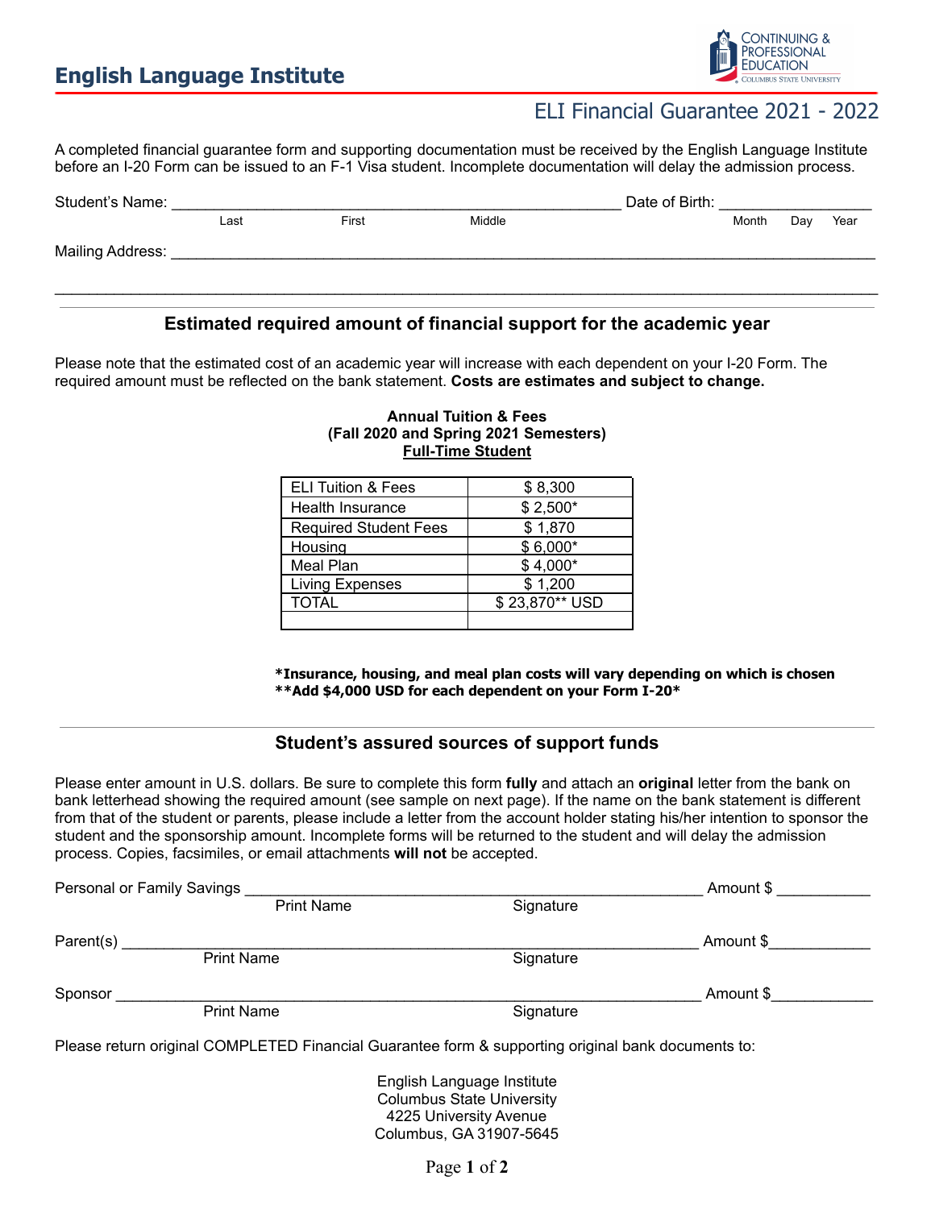# English Language Institute

CONTINUING & PROFESSIONAL EDUCATION
COLUMBUS STATE UNIVERSITY

## ELI Financial Guarantee 2021 - 2022

A completed financial guarantee form and supporting documentation must be received by the English Language Institute before an I-20 Form can be issued to an F-1 Visa student. Incomplete documentation will delay the admission process.

Student's Name: ______________________________________________ Date of Birth: ________________
Last First Middle Month Day Year

Mailing Address: ______________________________________________________________________

_______________________________________________________________________________________

### Estimated required amount of financial support for the academic year

Please note that the estimated cost of an academic year will increase with each dependent on your I-20 Form. The required amount must be reflected on the bank statement. **Costs are estimates and subject to change.**

**Annual Tuition & Fees**
**(Fall 2020 and Spring 2021 Semesters)**
**Full-Time Student**

| | |
|---|---|
| ELI Tuition & Fees | $ 8,300 |
| Health Insurance | $ 2,500* |
| Required Student Fees | $ 1,870 |
| Housing | $ 6,000* |
| Meal Plan | $ 4,000* |
| Living Expenses | $ 1,200 |
| TOTAL | $ 23,870** USD |
| | |

**\*Insurance, housing, and meal plan costs will vary depending on which is chosen**
**\*\*Add $4,000 USD for each dependent on your Form I-20\***

### Student's assured sources of support funds

Please enter amount in U.S. dollars. Be sure to complete this form **fully** and attach an **original** letter from the bank on bank letterhead showing the required amount (see sample on next page). If the name on the bank statement is different from that of the student or parents, please include a letter from the account holder stating his/her intention to sponsor the student and the sponsorship amount. Incomplete forms will be returned to the student and will delay the admission process. Copies, facsimiles, or email attachments **will not** be accepted.

Personal or Family Savings ________________________________________ Amount $ __________
Print Name Signature

Parent(s) ________________________________________________ Amount $__________
Print Name Signature

Sponsor ________________________________________________ Amount $__________
Print Name Signature

Please return original COMPLETED Financial Guarantee form & supporting original bank documents to:

English Language Institute
Columbus State University
4225 University Avenue
Columbus, GA 31907-5645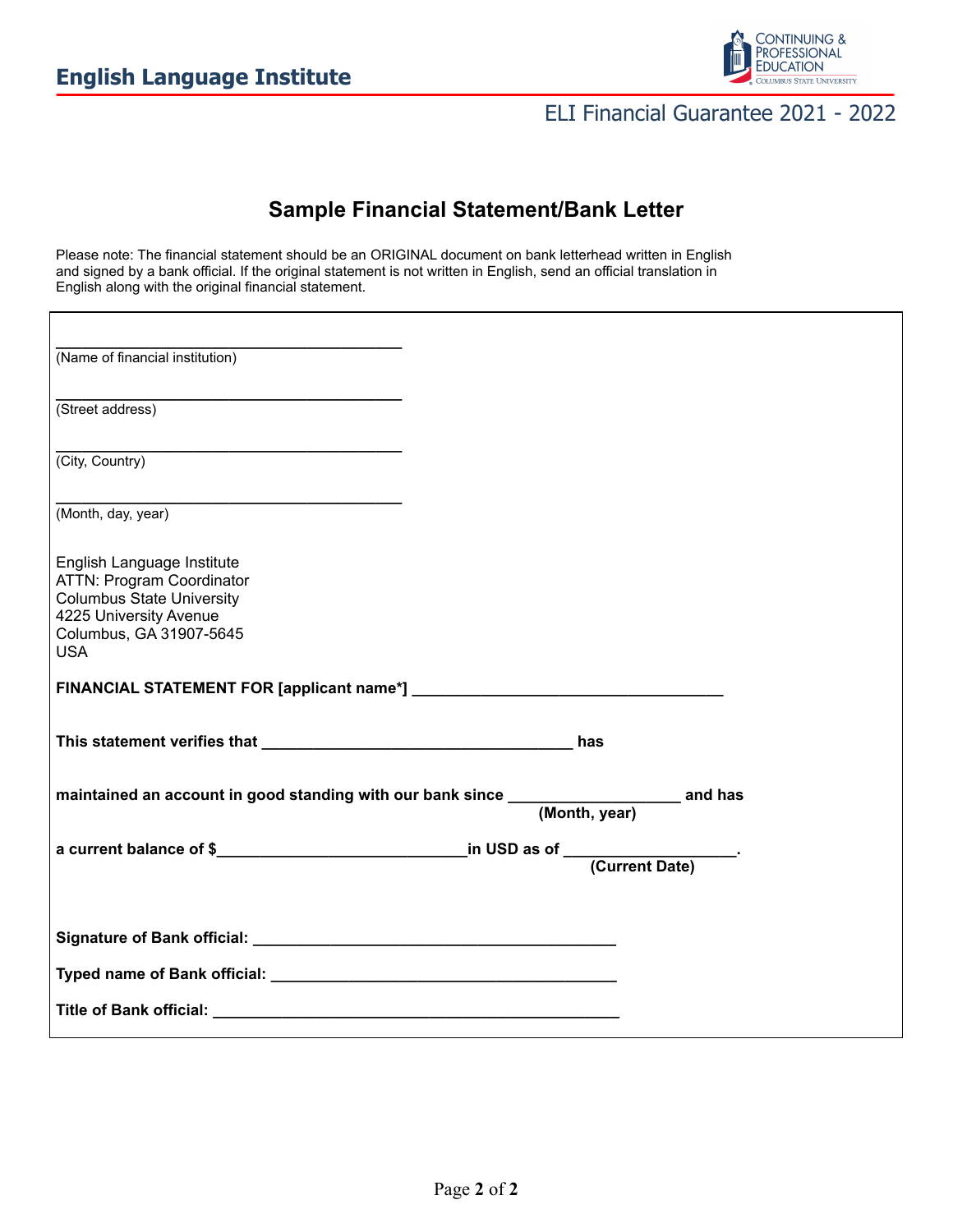English Language Institute

ELI Financial Guarantee 2021 - 2022

## Sample Financial Statement/Bank Letter

Please note: The financial statement should be an ORIGINAL document on bank letterhead written in English and signed by a bank official. If the original statement is not written in English, send an official translation in English along with the original financial statement.

\_\_\_\_\_\_\_\_\_\_\_\_\_\_\_\_\_\_\_\_\_\_\_\_\_\_\_\_\_\_\_\_\_\_\_\_\_\_\_\_
(Name of financial institution)

\_\_\_\_\_\_\_\_\_\_\_\_\_\_\_\_\_\_\_\_\_\_\_\_\_\_\_\_\_\_\_\_\_\_\_\_\_\_\_\_
(Street address)

\_\_\_\_\_\_\_\_\_\_\_\_\_\_\_\_\_\_\_\_\_\_\_\_\_\_\_\_\_\_\_\_\_\_\_\_\_\_\_\_
(City, Country)

\_\_\_\_\_\_\_\_\_\_\_\_\_\_\_\_\_\_\_\_\_\_\_\_\_\_\_\_\_\_\_\_\_\_\_\_\_\_\_\_
(Month, day, year)

English Language Institute
ATTN: Program Coordinator
Columbus State University
4225 University Avenue
Columbus, GA 31907-5645
USA

**FINANCIAL STATEMENT FOR [applicant name*] \_\_\_\_\_\_\_\_\_\_\_\_\_\_\_\_\_\_\_\_\_\_\_\_\_\_\_\_\_\_\_\_\_\_\_\_**

**This statement verifies that \_\_\_\_\_\_\_\_\_\_\_\_\_\_\_\_\_\_\_\_\_\_\_\_\_\_\_\_\_\_\_\_\_\_\_\_ has**

**maintained an account in good standing with our bank since \_\_\_\_\_\_\_\_\_\_\_\_\_\_\_\_\_\_\_\_ and has**
**(Month, year)**

**a current balance of $\_\_\_\_\_\_\_\_\_\_\_\_\_\_\_\_\_\_\_\_\_\_\_\_\_\_\_\_\_in USD as of \_\_\_\_\_\_\_\_\_\_\_\_\_\_\_\_\_\_\_\_.**
**(Current Date)**

**Signature of Bank official: \_\_\_\_\_\_\_\_\_\_\_\_\_\_\_\_\_\_\_\_\_\_\_\_\_\_\_\_\_\_\_\_\_\_\_\_\_\_\_\_**

**Typed name of Bank official: \_\_\_\_\_\_\_\_\_\_\_\_\_\_\_\_\_\_\_\_\_\_\_\_\_\_\_\_\_\_\_\_\_\_\_\_\_\_\_\_**

**Title of Bank official: \_\_\_\_\_\_\_\_\_\_\_\_\_\_\_\_\_\_\_\_\_\_\_\_\_\_\_\_\_\_\_\_\_\_\_\_\_\_\_\_\_\_\_\_\_\_**